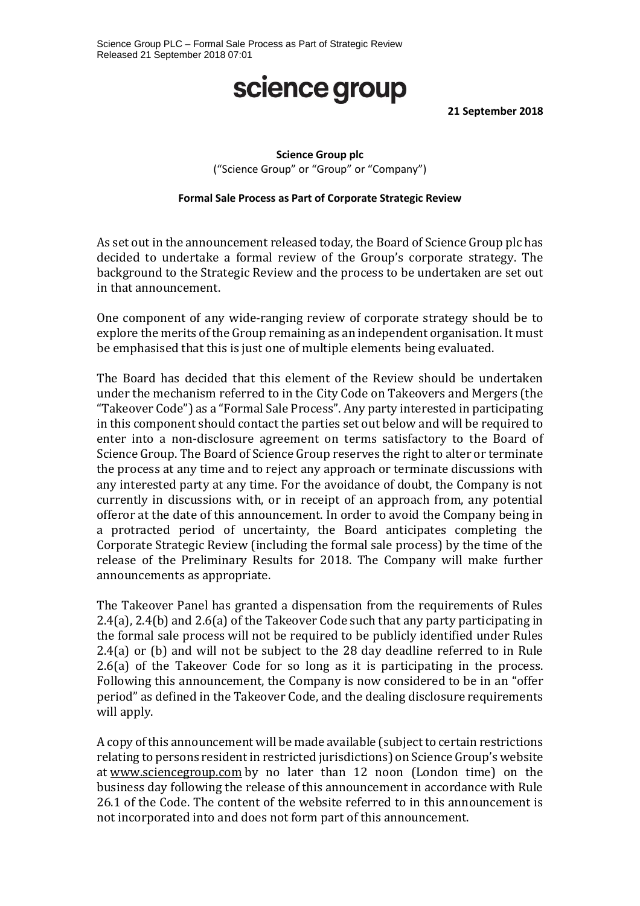Science Group PLC – Formal Sale Process as Part of Strategic Review
Released 21 September 2018 07:01

# science group

**21 September 2018**

**Science Group plc**
("Science Group" or "Group" or "Company")

**Formal Sale Process as Part of Corporate Strategic Review**

As set out in the announcement released today, the Board of Science Group plc has decided to undertake a formal review of the Group's corporate strategy. The background to the Strategic Review and the process to be undertaken are set out in that announcement.

One component of any wide-ranging review of corporate strategy should be to explore the merits of the Group remaining as an independent organisation. It must be emphasised that this is just one of multiple elements being evaluated.

The Board has decided that this element of the Review should be undertaken under the mechanism referred to in the City Code on Takeovers and Mergers (the "Takeover Code") as a "Formal Sale Process". Any party interested in participating in this component should contact the parties set out below and will be required to enter into a non-disclosure agreement on terms satisfactory to the Board of Science Group. The Board of Science Group reserves the right to alter or terminate the process at any time and to reject any approach or terminate discussions with any interested party at any time. For the avoidance of doubt, the Company is not currently in discussions with, or in receipt of an approach from, any potential offeror at the date of this announcement. In order to avoid the Company being in a protracted period of uncertainty, the Board anticipates completing the Corporate Strategic Review (including the formal sale process) by the time of the release of the Preliminary Results for 2018. The Company will make further announcements as appropriate.

The Takeover Panel has granted a dispensation from the requirements of Rules 2.4(a), 2.4(b) and 2.6(a) of the Takeover Code such that any party participating in the formal sale process will not be required to be publicly identified under Rules 2.4(a) or (b) and will not be subject to the 28 day deadline referred to in Rule 2.6(a) of the Takeover Code for so long as it is participating in the process. Following this announcement, the Company is now considered to be in an "offer period" as defined in the Takeover Code, and the dealing disclosure requirements will apply.

A copy of this announcement will be made available (subject to certain restrictions relating to persons resident in restricted jurisdictions) on Science Group's website at www.sciencegroup.com by no later than 12 noon (London time) on the business day following the release of this announcement in accordance with Rule 26.1 of the Code. The content of the website referred to in this announcement is not incorporated into and does not form part of this announcement.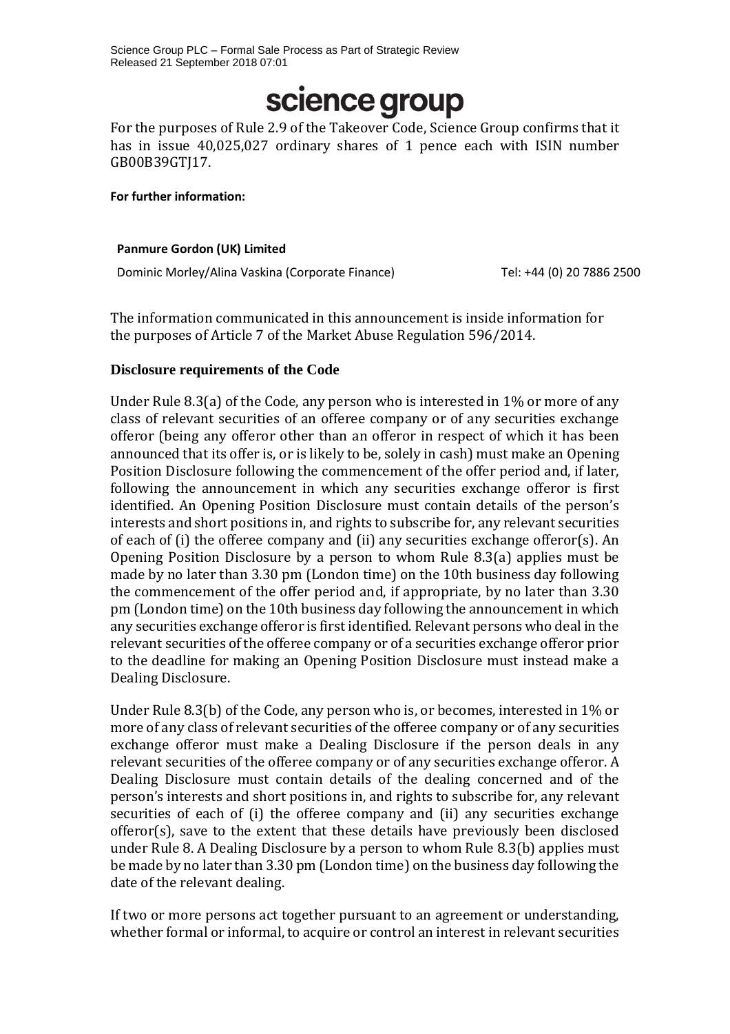For the purposes of Rule 2.9 of the Takeover Code, Science Group confirms that it has in issue 40,025,027 ordinary shares of 1 pence each with ISIN number GB00B39GTJ17.

**For further information:**

**Panmure Gordon (UK) Limited**

Dominic Morley/Alina Vaskina (Corporate Finance) Tel: +44 (0) 20 7886 2500

The information communicated in this announcement is inside information for the purposes of Article 7 of the Market Abuse Regulation 596/2014.

**Disclosure requirements of the Code**

Under Rule 8.3(a) of the Code, any person who is interested in 1% or more of any class of relevant securities of an offeree company or of any securities exchange offeror (being any offeror other than an offeror in respect of which it has been announced that its offer is, or is likely to be, solely in cash) must make an Opening Position Disclosure following the commencement of the offer period and, if later, following the announcement in which any securities exchange offeror is first identified. An Opening Position Disclosure must contain details of the person's interests and short positions in, and rights to subscribe for, any relevant securities of each of (i) the offeree company and (ii) any securities exchange offeror(s). An Opening Position Disclosure by a person to whom Rule 8.3(a) applies must be made by no later than 3.30 pm (London time) on the 10th business day following the commencement of the offer period and, if appropriate, by no later than 3.30 pm (London time) on the 10th business day following the announcement in which any securities exchange offeror is first identified. Relevant persons who deal in the relevant securities of the offeree company or of a securities exchange offeror prior to the deadline for making an Opening Position Disclosure must instead make a Dealing Disclosure.

Under Rule 8.3(b) of the Code, any person who is, or becomes, interested in 1% or more of any class of relevant securities of the offeree company or of any securities exchange offeror must make a Dealing Disclosure if the person deals in any relevant securities of the offeree company or of any securities exchange offeror. A Dealing Disclosure must contain details of the dealing concerned and of the person's interests and short positions in, and rights to subscribe for, any relevant securities of each of (i) the offeree company and (ii) any securities exchange offeror(s), save to the extent that these details have previously been disclosed under Rule 8. A Dealing Disclosure by a person to whom Rule 8.3(b) applies must be made by no later than 3.30 pm (London time) on the business day following the date of the relevant dealing.

If two or more persons act together pursuant to an agreement or understanding, whether formal or informal, to acquire or control an interest in relevant securities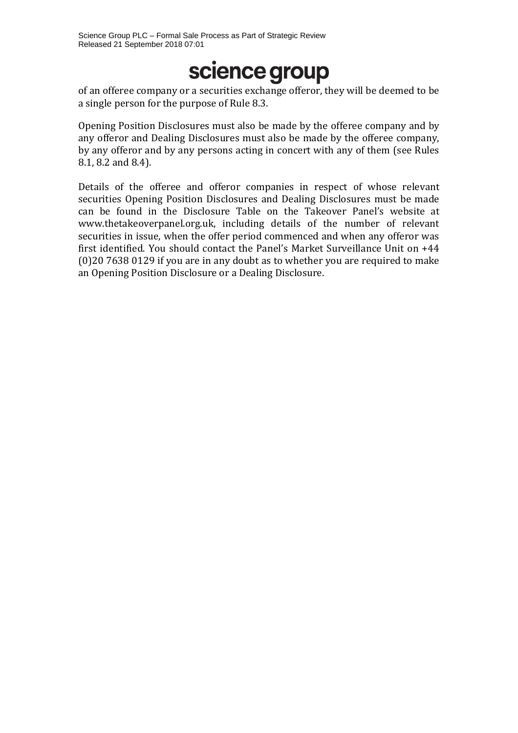of an offeree company or a securities exchange offeror, they will be deemed to be a single person for the purpose of Rule 8.3.

Opening Position Disclosures must also be made by the offeree company and by any offeror and Dealing Disclosures must also be made by the offeree company, by any offeror and by any persons acting in concert with any of them (see Rules 8.1, 8.2 and 8.4).

Details of the offeree and offeror companies in respect of whose relevant securities Opening Position Disclosures and Dealing Disclosures must be made can be found in the Disclosure Table on the Takeover Panel's website at www.thetakeoverpanel.org.uk, including details of the number of relevant securities in issue, when the offer period commenced and when any offeror was first identified. You should contact the Panel's Market Surveillance Unit on +44 (0)20 7638 0129 if you are in any doubt as to whether you are required to make an Opening Position Disclosure or a Dealing Disclosure.